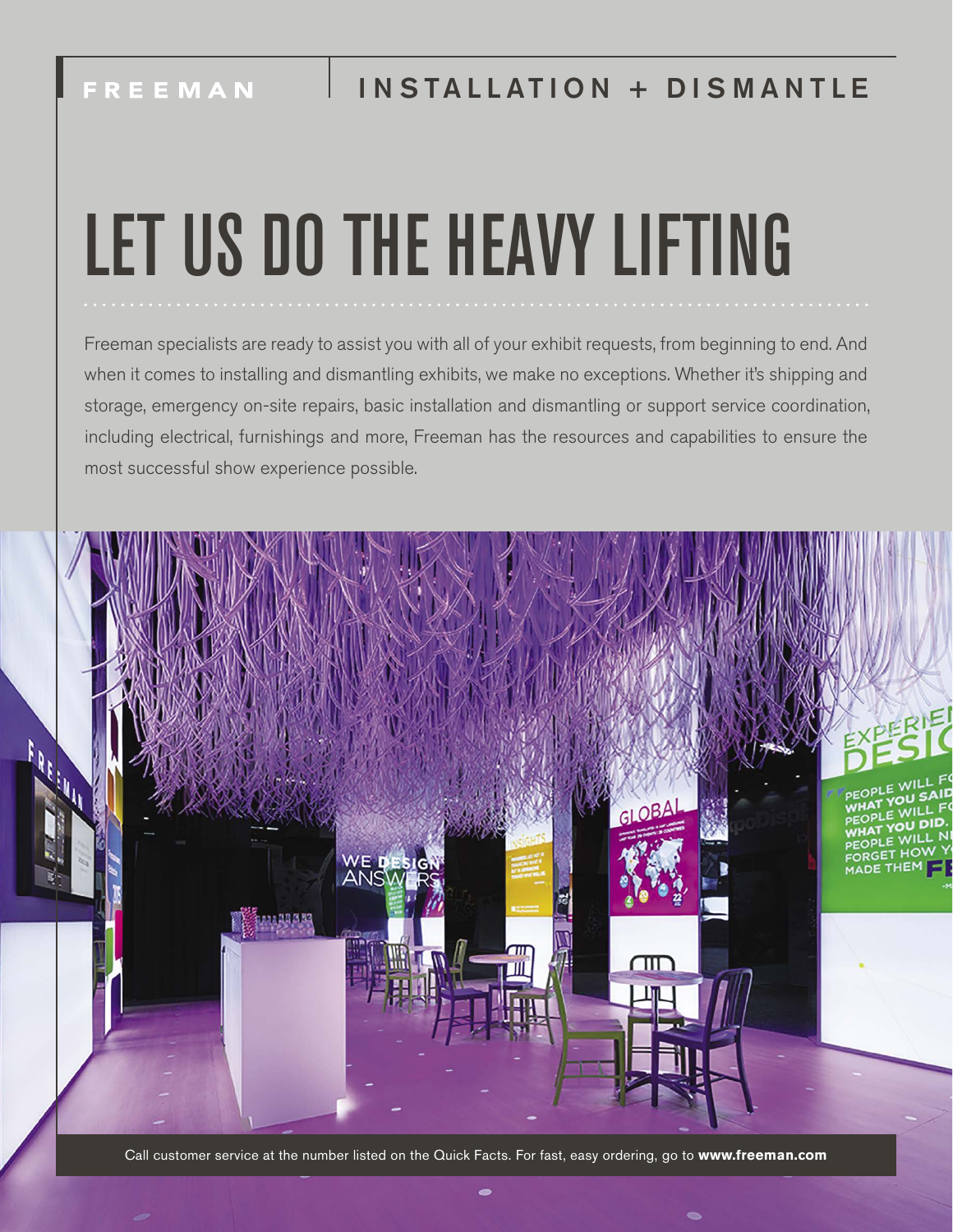FREEMAN | INSTALLATION + DISMANTLE

# LET US DO THE HEAVY LIFTING

Freeman specialists are ready to assist you with all of your exhibit requests, from beginning to end. And when it comes to installing and dismantling exhibits, we make no exceptions. Whether it's shipping and storage, emergency on-site repairs, basic installation and dismantling or support service coordination, including electrical, furnishings and more, Freeman has the resources and capabilities to ensure the most successful show experience possible.

Call customer service at the number listed on the Quick Facts. For fast, easy ordering, go to **www.freeman.com**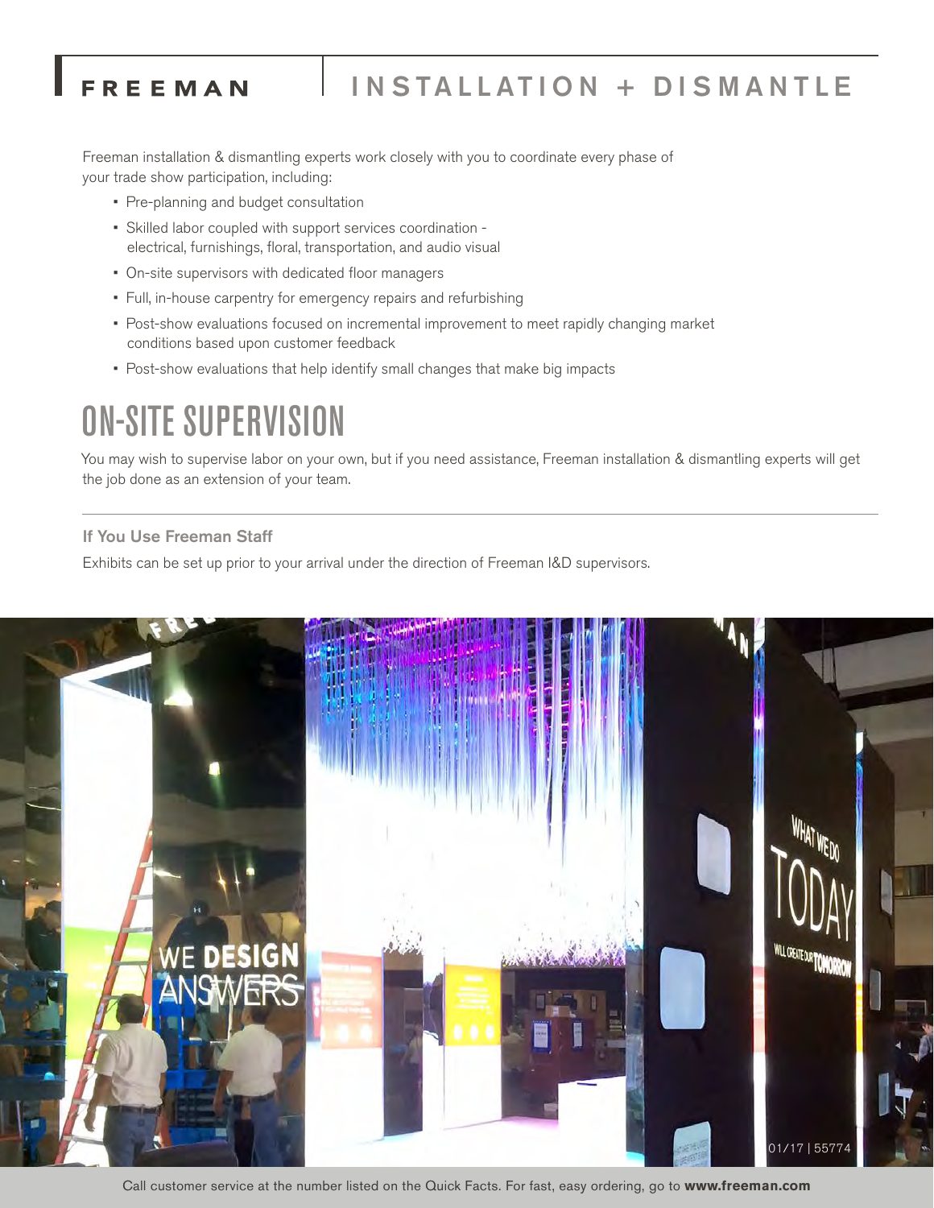FREEMAN

# INSTALLATION + DISMANTLE

Freeman installation & dismantling experts work closely with you to coordinate every phase of your trade show participation, including:

- Pre-planning and budget consultation
- Skilled labor coupled with support services coordination - electrical, furnishings, floral, transportation, and audio visual
- On-site supervisors with dedicated floor managers
- Full, in-house carpentry for emergency repairs and refurbishing
- Post-show evaluations focused on incremental improvement to meet rapidly changing market conditions based upon customer feedback
- Post-show evaluations that help identify small changes that make big impacts

## ON-SITE SUPERVISION

You may wish to supervise labor on your own, but if you need assistance, Freeman installation & dismantling experts will get the job done as an extension of your team.

### If You Use Freeman Staff

Exhibits can be set up prior to your arrival under the direction of Freeman I&D supervisors.

01/17 | 55774

Call customer service at the number listed on the Quick Facts. For fast, easy ordering, go to **www.freeman.com**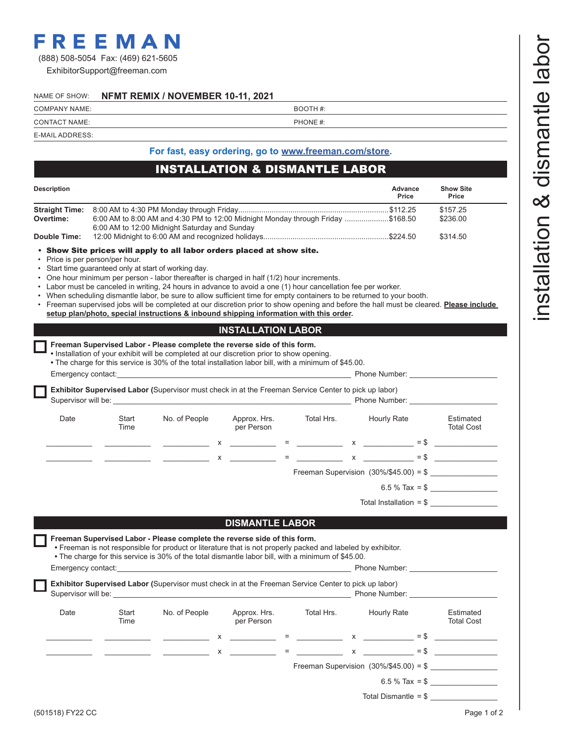# FREEMAN

(888) 508-5054 Fax: (469) 621-5605

ExhibitorSupport@freeman.com

installation & dismantle labor

NAME OF SHOW: **NFMT REMIX / NOVEMBER 10-11, 2021**

COMPANY NAME: BOOTH #:

CONTACT NAME: PHONE #:

E-MAIL ADDRESS:

**For fast, easy ordering, go to [www.freeman.com/store](www.freeman.com/store).**

## INSTALLATION & DISMANTLE LABOR

| Description | | Advance Price | Show Site Price |
|---|---|---|---|
| **Straight Time:** | 8:00 AM to 4:30 PM Monday through Friday | $112.25 | $157.25 |
| **Overtime:** | 6:00 AM to 8:00 AM and 4:30 PM to 12:00 Midnight Monday through Friday<br>6:00 AM to 12:00 Midnight Saturday and Sunday | $168.50 | $236.00 |
| **Double Time:** | 12:00 Midnight to 6:00 AM and recognized holidays | $224.50 | $314.50 |

- **Show Site prices will apply to all labor orders placed at show site.**
- Price is per person/per hour.
- Start time guaranteed only at start of working day.
- One hour minimum per person - labor thereafter is charged in half (1/2) hour increments.
- Labor must be canceled in writing, 24 hours in advance to avoid a one (1) hour cancellation fee per worker.
- When scheduling dismantle labor, be sure to allow sufficient time for empty containers to be returned to your booth.
- Freeman supervised jobs will be completed at our discretion prior to show opening and before the hall must be cleared. **Please include setup plan/photo, special instructions & inbound shipping information with this order.**

## INSTALLATION LABOR

☐ **Freeman Supervised Labor - Please complete the reverse side of this form.**
- Installation of your exhibit will be completed at our discretion prior to show opening.
- The charge for this service is 30% of the total installation labor bill, with a minimum of $45.00.

Emergency contact: ____________________ Phone Number: ____________________

☐ **Exhibitor Supervised Labor** (Supervisor must check in at the Freeman Service Center to pick up labor)

Supervisor will be: ____________________ Phone Number: ____________________

| Date | Start Time | No. of People | | Approx. Hrs. per Person | | Total Hrs. | | Hourly Rate | | Estimated Total Cost |
|---|---|---|---|---|---|---|---|---|---|---|
| ______ | ______ | ______ | x | ______ | = | ______ | x | ______ | = $ | ______ |
| ______ | ______ | ______ | x | ______ | = | ______ | x | ______ | = $ | ______ |

Freeman Supervision (30%/$45.00) = $ ______

6.5 % Tax = $ ______

Total Installation = $ ______

## DISMANTLE LABOR

☐ **Freeman Supervised Labor - Please complete the reverse side of this form.**
- Freeman is not responsible for product or literature that is not properly packed and labeled by exhibitor.
- The charge for this service is 30% of the total dismantle labor bill, with a minimum of $45.00.

Emergency contact: ____________________ Phone Number: ____________________

☐ **Exhibitor Supervised Labor** (Supervisor must check in at the Freeman Service Center to pick up labor)

Supervisor will be: ____________________ Phone Number: ____________________

| Date | Start Time | No. of People | | Approx. Hrs. per Person | | Total Hrs. | | Hourly Rate | | Estimated Total Cost |
|---|---|---|---|---|---|---|---|---|---|---|
| ______ | ______ | ______ | x | ______ | = | ______ | x | ______ | = $ | ______ |
| ______ | ______ | ______ | x | ______ | = | ______ | x | ______ | = $ | ______ |

Freeman Supervision (30%/$45.00) = $ ______

6.5 % Tax = $ ______

Total Dismantle = $ ______

(501518) FY22 CC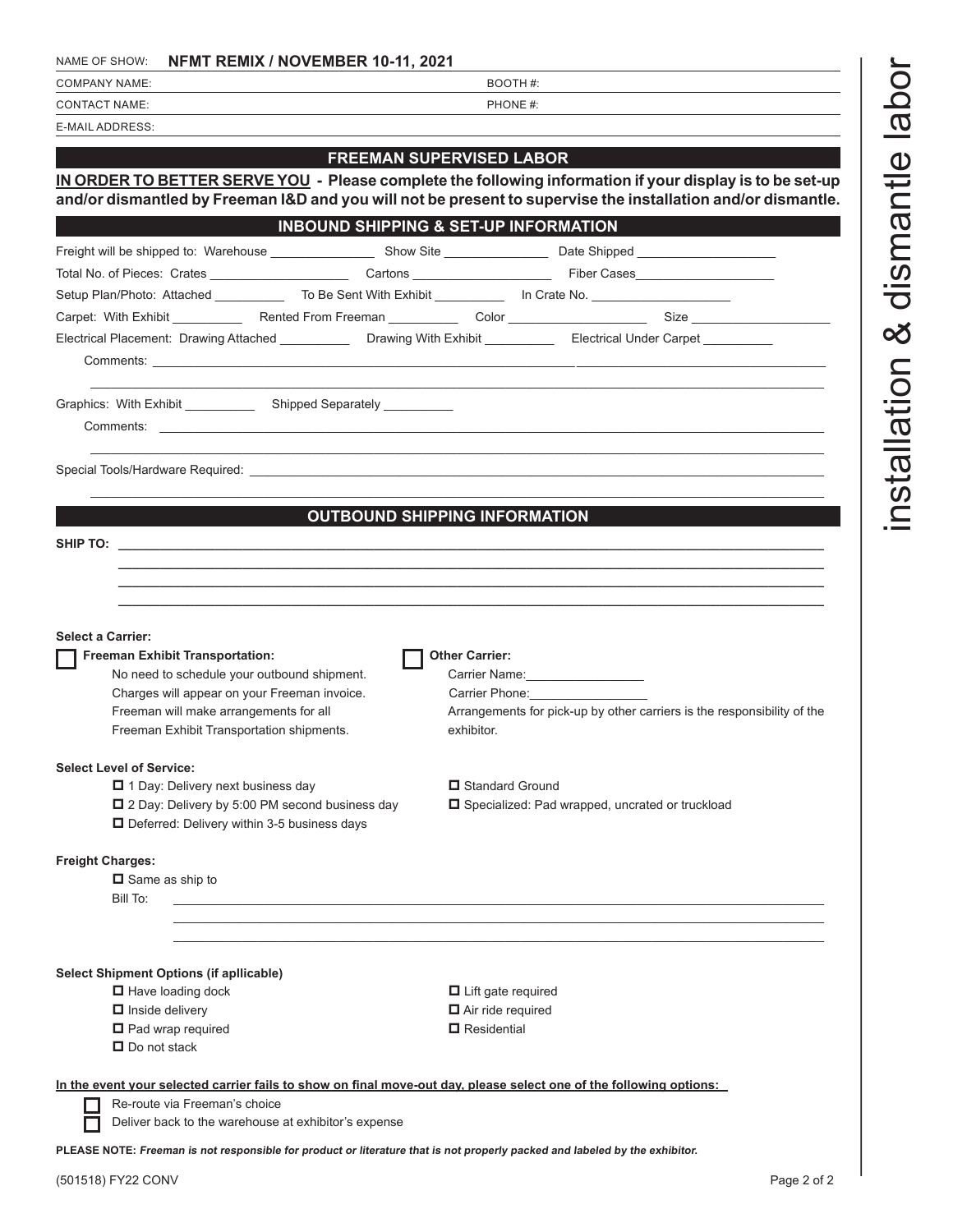NAME OF SHOW: **NFMT REMIX / NOVEMBER 10-11, 2021**

COMPANY NAME: BOOTH #:

CONTACT NAME: PHONE #:

E-MAIL ADDRESS:

## FREEMAN SUPERVISED LABOR

**IN ORDER TO BETTER SERVE YOU - Please complete the following information if your display is to be set-up and/or dismantled by Freeman I&D and you will not be present to supervise the installation and/or dismantle.**

## INBOUND SHIPPING & SET-UP INFORMATION

Freight will be shipped to: Warehouse ______________ Show Site ______________ Date Shipped ___________________

Total No. of Pieces: Crates ___________________ Cartons ___________________ Fiber Cases___________________

Setup Plan/Photo: Attached __________ To Be Sent With Exhibit __________ In Crate No. ___________________

Carpet: With Exhibit __________ Rented From Freeman __________ Color ___________________ Size ___________________

Electrical Placement: Drawing Attached __________ Drawing With Exhibit __________ Electrical Under Carpet __________

Comments: ______________________________________________________________________________

______________________________________________________________________________

Graphics: With Exhibit __________ Shipped Separately __________

Comments: ______________________________________________________________________________

______________________________________________________________________________

Special Tools/Hardware Required: ______________________________________________________________________________

______________________________________________________________________________

## OUTBOUND SHIPPING INFORMATION

**SHIP TO:** ______________________________________________________________________________

______________________________________________________________________________

______________________________________________________________________________

______________________________________________________________________________

**Select a Carrier:**

☐ **Freeman Exhibit Transportation:**
No need to schedule your outbound shipment.
Charges will appear on your Freeman invoice.
Freeman will make arrangements for all
Freeman Exhibit Transportation shipments.

☐ **Other Carrier:**
Carrier Name:_________________
Carrier Phone:_________________
Arrangements for pick-up by other carriers is the responsibility of the exhibitor.

**Select Level of Service:**

- ☐ 1 Day: Delivery next business day
- ☐ 2 Day: Delivery by 5:00 PM second business day
- ☐ Deferred: Delivery within 3-5 business days
- ☐ Standard Ground
- ☐ Specialized: Pad wrapped, uncrated or truckload

**Freight Charges:**

☐ Same as ship to

Bill To: ______________________________________________________________________________

______________________________________________________________________________

______________________________________________________________________________

**Select Shipment Options (if apllicable)**

- ☐ Have loading dock
- ☐ Inside delivery
- ☐ Pad wrap required
- ☐ Do not stack
- ☐ Lift gate required
- ☐ Air ride required
- ☐ Residential

**In the event your selected carrier fails to show on final move-out day, please select one of the following options:**

☐ Re-route via Freeman's choice

☐ Deliver back to the warehouse at exhibitor's expense

**PLEASE NOTE:** ***Freeman is not responsible for product or literature that is not properly packed and labeled by the exhibitor.***

(501518) FY22 CONV